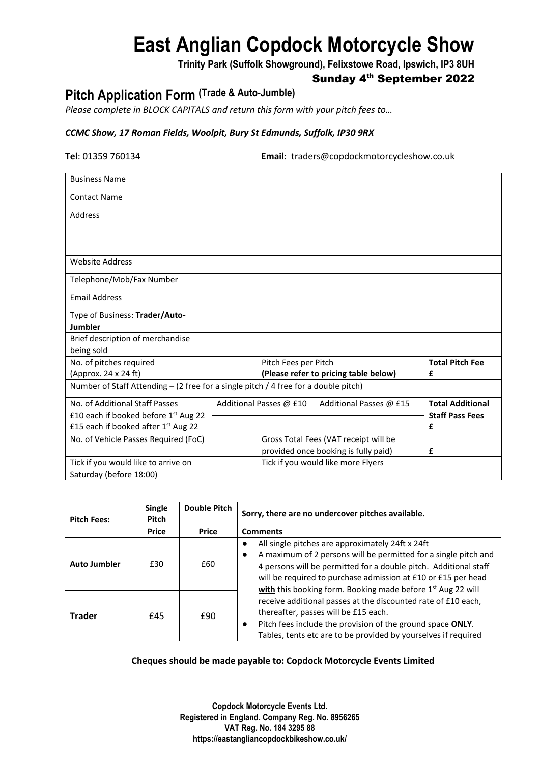# East Anglian Copdock Motorcycle Show

**Trinity Park (Suffolk Showground), Felixstowe Road, Ipswich, IP3 8UH**

**Sunday 4th September 2022**

## Pitch Application Form (Trade & Auto-Jumble)

*Please complete in BLOCK CAPITALS and return this form with your pitch fees to…*

*CCMC Show, 17 Roman Fields, Woolpit, Bury St Edmunds, Suffolk, IP30 9RX*

**Tel**: 01359 760134 **Email**: traders@copdockmotorcycleshow.co.uk

| | | | | |
|---|---|---|---|---|
| Business Name | | | | |
| Contact Name | | | | |
| Address | | | | |
| Website Address | | | | |
| Telephone/Mob/Fax Number | | | | |
| Email Address | | | | |
| Type of Business: **Trader/Auto-Jumbler** | | | | |
| Brief description of merchandise being sold | | | | |
| No. of pitches required (Approx. 24 x 24 ft) | | Pitch Fees per Pitch **(Please refer to pricing table below)** | | **Total Pitch Fee £** |
| Number of Staff Attending – (2 free for a single pitch / 4 free for a double pitch) | | | | |
| No. of Additional Staff Passes £10 each if booked before 1st Aug 22 £15 each if booked after 1st Aug 22 | Additional Passes @ £10 | | Additional Passes @ £15 | **Total Additional Staff Pass Fees £** |
| No. of Vehicle Passes Required (FoC) | | Gross Total Fees (VAT receipt will be provided once booking is fully paid) | | **£** |
| Tick if you would like to arrive on Saturday (before 18:00) | | Tick if you would like more Flyers | | |

| Pitch Fees: | Single Pitch | Double Pitch | Sorry, there are no undercover pitches available. |
|---|---|---|---|
| | **Price** | **Price** | **Comments** |
| **Auto Jumbler** | £30 | £60 | ● All single pitches are approximately 24ft x 24ft<br>● A maximum of 2 persons will be permitted for a single pitch and 4 persons will be permitted for a double pitch. Additional staff will be required to purchase admission at £10 or £15 per head **with** this booking form. Booking made before 1st Aug 22 will receive additional passes at the discounted rate of £10 each, thereafter, passes will be £15 each.<br>● Pitch fees include the provision of the ground space **ONLY**. Tables, tents etc are to be provided by yourselves if required |
| **Trader** | £45 | £90 | |

**Cheques should be made payable to: Copdock Motorcycle Events Limited**

**Copdock Motorcycle Events Ltd.**
**Registered in England. Company Reg. No. 8956265**
**VAT Reg. No. 184 3295 88**
**https://eastangliancopdockbikeshow.co.uk/**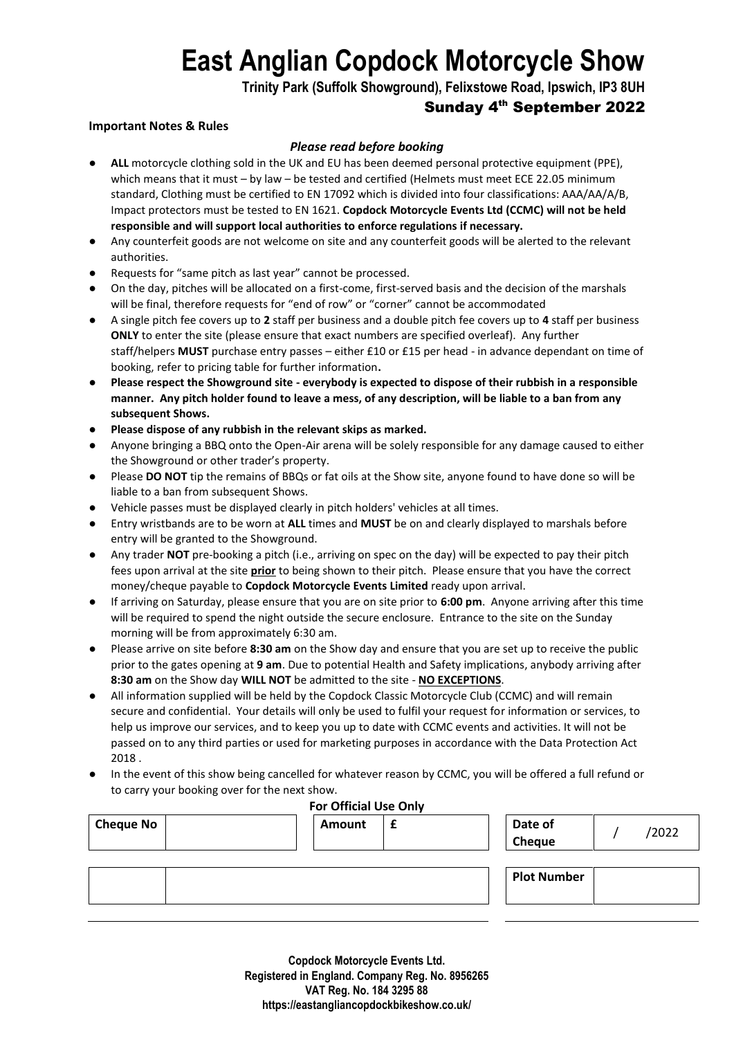# East Anglian Copdock Motorcycle Show

**Trinity Park (Suffolk Showground), Felixstowe Road, Ipswich, IP3 8UH**

**Sunday 4th September 2022**

**Important Notes & Rules**

***Please read before booking***

- **ALL** motorcycle clothing sold in the UK and EU has been deemed personal protective equipment (PPE), which means that it must – by law – be tested and certified (Helmets must meet ECE 22.05 minimum standard, Clothing must be certified to EN 17092 which is divided into four classifications: AAA/AA/A/B, Impact protectors must be tested to EN 1621. **Copdock Motorcycle Events Ltd (CCMC) will not be held responsible and will support local authorities to enforce regulations if necessary.**
- Any counterfeit goods are not welcome on site and any counterfeit goods will be alerted to the relevant authorities.
- Requests for "same pitch as last year" cannot be processed.
- On the day, pitches will be allocated on a first-come, first-served basis and the decision of the marshals will be final, therefore requests for "end of row" or "corner" cannot be accommodated
- A single pitch fee covers up to **2** staff per business and a double pitch fee covers up to **4** staff per business **ONLY** to enter the site (please ensure that exact numbers are specified overleaf). Any further staff/helpers **MUST** purchase entry passes – either £10 or £15 per head - in advance dependant on time of booking, refer to pricing table for further information**.**
- **Please respect the Showground site - everybody is expected to dispose of their rubbish in a responsible manner. Any pitch holder found to leave a mess, of any description, will be liable to a ban from any subsequent Shows.**
- **Please dispose of any rubbish in the relevant skips as marked.**
- Anyone bringing a BBQ onto the Open-Air arena will be solely responsible for any damage caused to either the Showground or other trader's property.
- Please **DO NOT** tip the remains of BBQs or fat oils at the Show site, anyone found to have done so will be liable to a ban from subsequent Shows.
- Vehicle passes must be displayed clearly in pitch holders' vehicles at all times.
- Entry wristbands are to be worn at **ALL** times and **MUST** be on and clearly displayed to marshals before entry will be granted to the Showground.
- Any trader **NOT** pre-booking a pitch (i.e., arriving on spec on the day) will be expected to pay their pitch fees upon arrival at the site **prior** to being shown to their pitch. Please ensure that you have the correct money/cheque payable to **Copdock Motorcycle Events Limited** ready upon arrival.
- If arriving on Saturday, please ensure that you are on site prior to **6:00 pm**. Anyone arriving after this time will be required to spend the night outside the secure enclosure. Entrance to the site on the Sunday morning will be from approximately 6:30 am.
- Please arrive on site before **8:30 am** on the Show day and ensure that you are set up to receive the public prior to the gates opening at **9 am**. Due to potential Health and Safety implications, anybody arriving after **8:30 am** on the Show day **WILL NOT** be admitted to the site - **NO EXCEPTIONS**.
- All information supplied will be held by the Copdock Classic Motorcycle Club (CCMC) and will remain secure and confidential. Your details will only be used to fulfil your request for information or services, to help us improve our services, and to keep you up to date with CCMC events and activities. It will not be passed on to any third parties or used for marketing purposes in accordance with the Data Protection Act 2018 .
- In the event of this show being cancelled for whatever reason by CCMC, you will be offered a full refund or to carry your booking over for the next show.

**For Official Use Only**

| Cheque No | | Amount | £ | Date of Cheque | / /2022 |
|---|---|---|---|---|---|
| | | | | Plot Number | |

**Copdock Motorcycle Events Ltd.**
**Registered in England. Company Reg. No. 8956265**
**VAT Reg. No. 184 3295 88**
**https://eastangliancopdockbikeshow.co.uk/**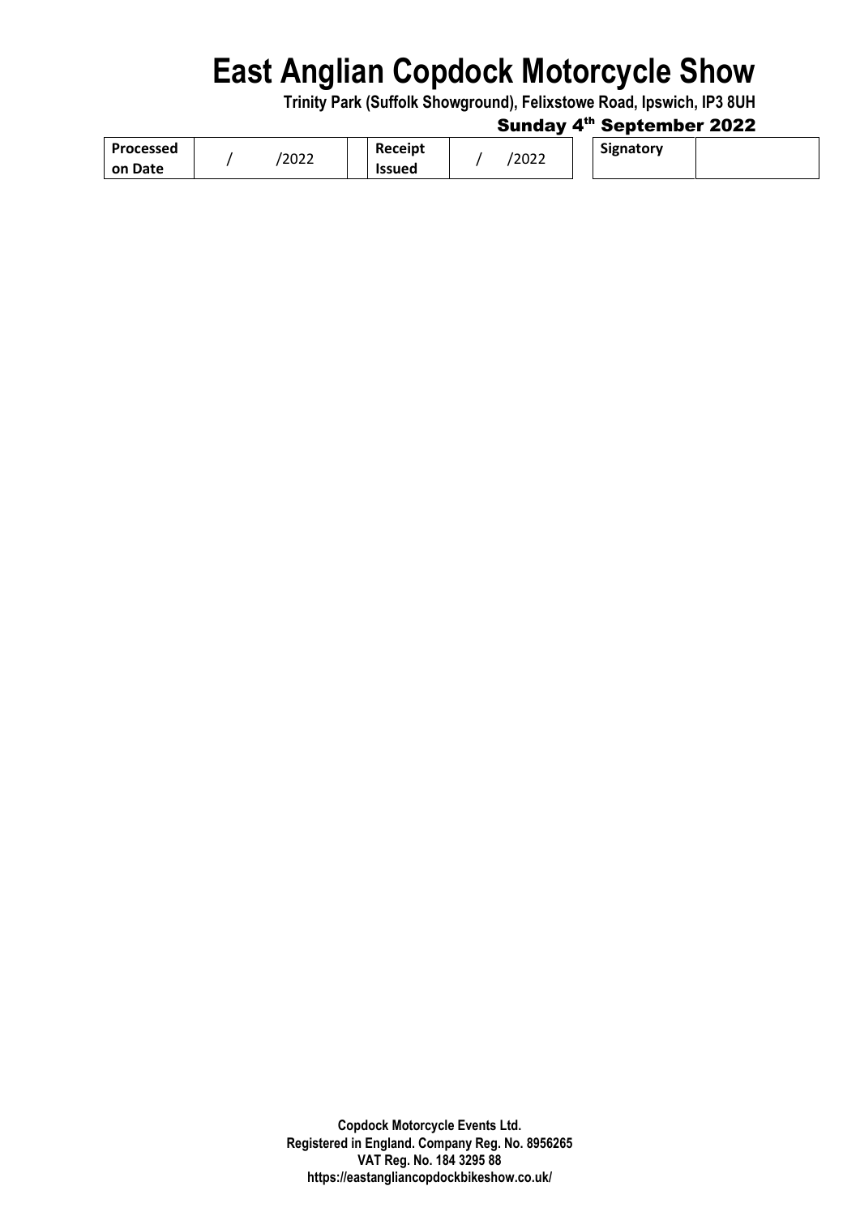# East Anglian Copdock Motorcycle Show

**Trinity Park (Suffolk Showground), Felixstowe Road, Ipswich, IP3 8UH**

**Sunday 4th September 2022**

| | | | | | | | |
|---|---|---|---|---|---|---|---|
| **Processed on Date** | / /2022 | | **Receipt Issued** | / /2022 | | **Signatory** | |

**Copdock Motorcycle Events Ltd.**
**Registered in England. Company Reg. No. 8956265**
**VAT Reg. No. 184 3295 88**
**https://eastangliancopdockbikeshow.co.uk/**